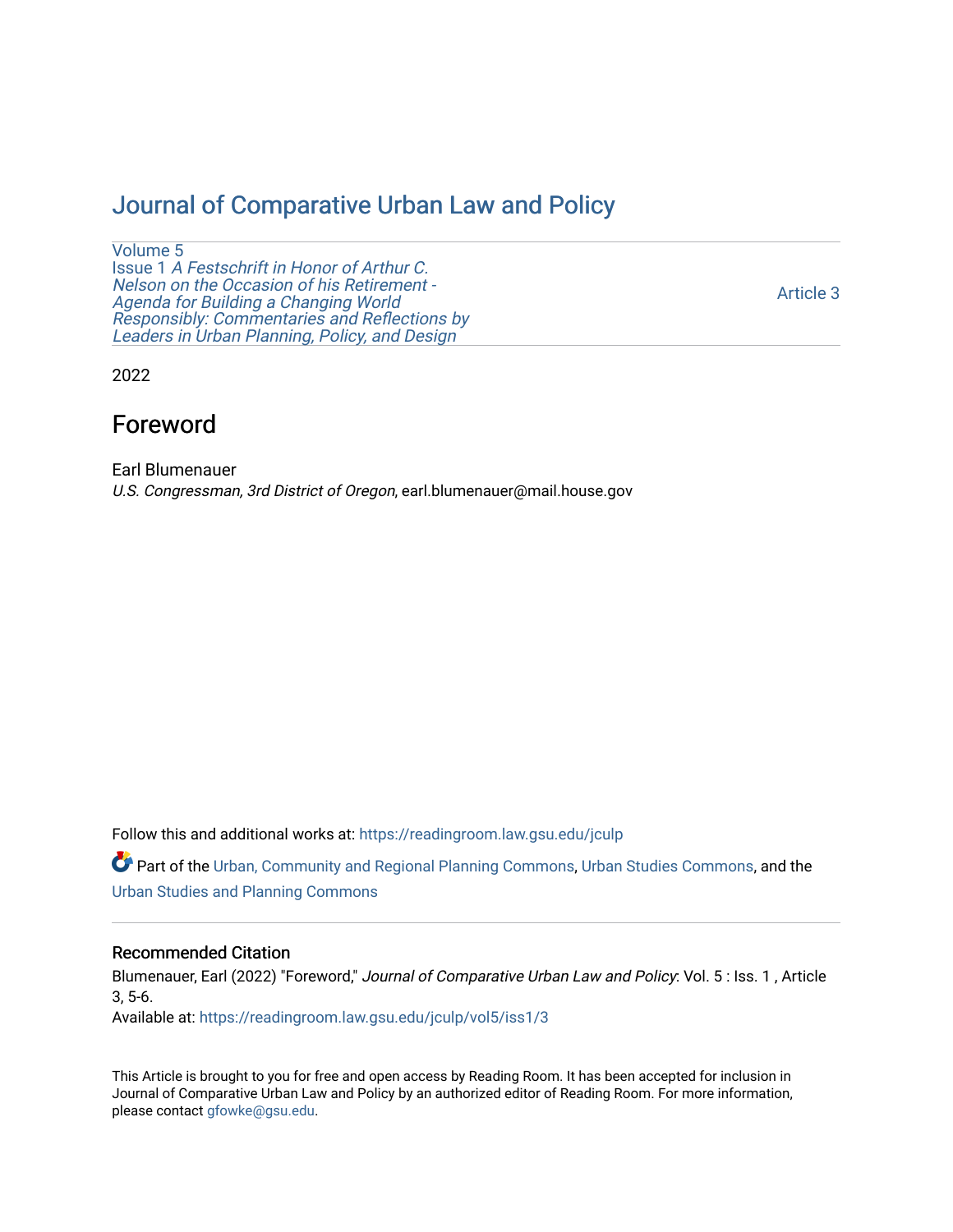# Journal of Comparative Urban Law and Policy

Volume 5
Issue 1 *A Festschrift in Honor of Arthur C. Nelson on the Occasion of his Retirement - Agenda for Building a Changing World Responsibly: Commentaries and Reflections by Leaders in Urban Planning, Policy, and Design*

Article 3

2022

## Foreword

Earl Blumenauer
*U.S. Congressman, 3rd District of Oregon*, earl.blumenauer@mail.house.gov

Follow this and additional works at: https://readingroom.law.gsu.edu/jculp

Part of the Urban, Community and Regional Planning Commons, Urban Studies Commons, and the Urban Studies and Planning Commons

### Recommended Citation

Blumenauer, Earl (2022) "Foreword," *Journal of Comparative Urban Law and Policy*: Vol. 5 : Iss. 1 , Article 3, 5-6.
Available at: https://readingroom.law.gsu.edu/jculp/vol5/iss1/3

This Article is brought to you for free and open access by Reading Room. It has been accepted for inclusion in Journal of Comparative Urban Law and Policy by an authorized editor of Reading Room. For more information, please contact gfowke@gsu.edu.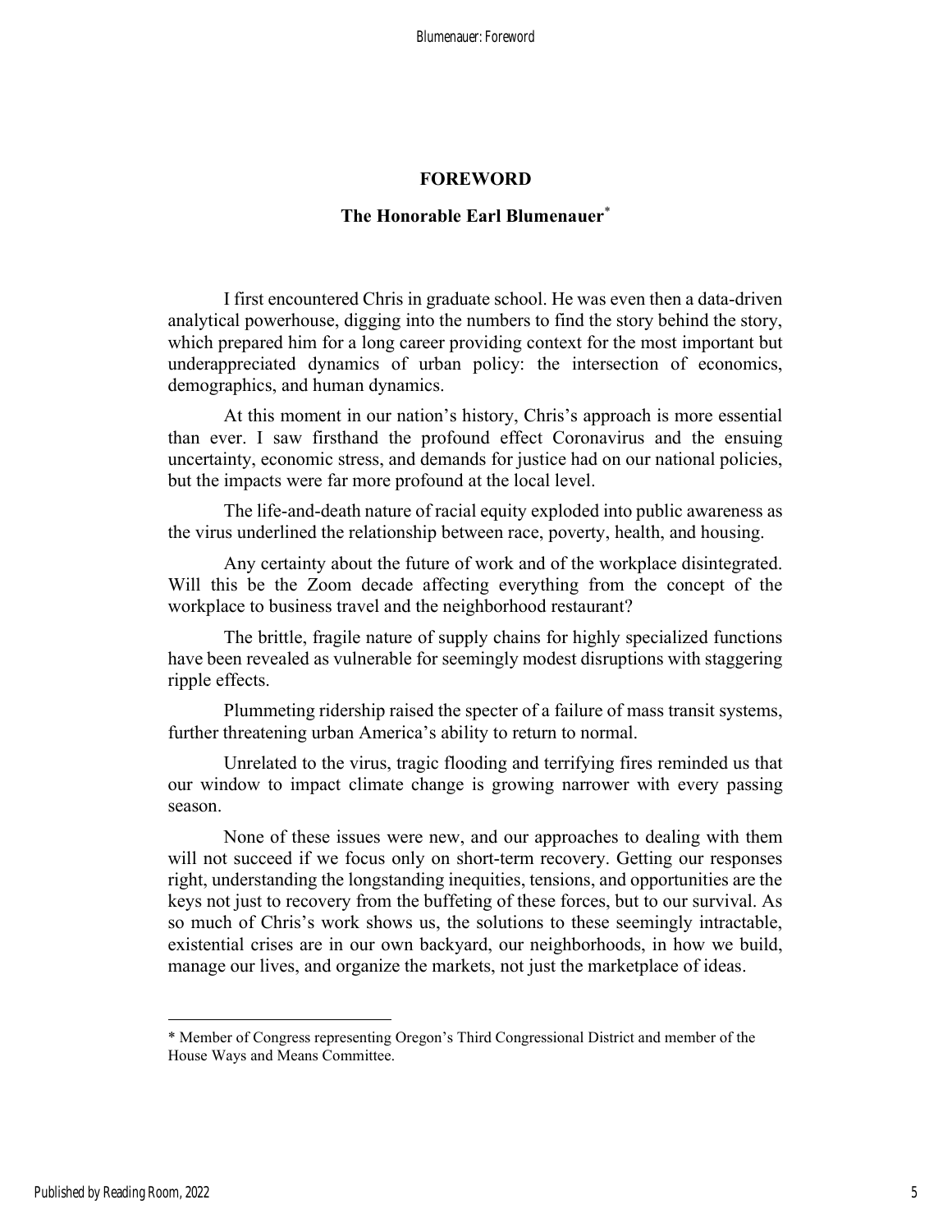# FOREWORD

## The Honorable Earl Blumenauer*

I first encountered Chris in graduate school. He was even then a data-driven analytical powerhouse, digging into the numbers to find the story behind the story, which prepared him for a long career providing context for the most important but underappreciated dynamics of urban policy: the intersection of economics, demographics, and human dynamics.

At this moment in our nation's history, Chris's approach is more essential than ever. I saw firsthand the profound effect Coronavirus and the ensuing uncertainty, economic stress, and demands for justice had on our national policies, but the impacts were far more profound at the local level.

The life-and-death nature of racial equity exploded into public awareness as the virus underlined the relationship between race, poverty, health, and housing.

Any certainty about the future of work and of the workplace disintegrated. Will this be the Zoom decade affecting everything from the concept of the workplace to business travel and the neighborhood restaurant?

The brittle, fragile nature of supply chains for highly specialized functions have been revealed as vulnerable for seemingly modest disruptions with staggering ripple effects.

Plummeting ridership raised the specter of a failure of mass transit systems, further threatening urban America's ability to return to normal.

Unrelated to the virus, tragic flooding and terrifying fires reminded us that our window to impact climate change is growing narrower with every passing season.

None of these issues were new, and our approaches to dealing with them will not succeed if we focus only on short-term recovery. Getting our responses right, understanding the longstanding inequities, tensions, and opportunities are the keys not just to recovery from the buffeting of these forces, but to our survival. As so much of Chris's work shows us, the solutions to these seemingly intractable, existential crises are in our own backyard, our neighborhoods, in how we build, manage our lives, and organize the markets, not just the marketplace of ideas.

---

* Member of Congress representing Oregon's Third Congressional District and member of the House Ways and Means Committee.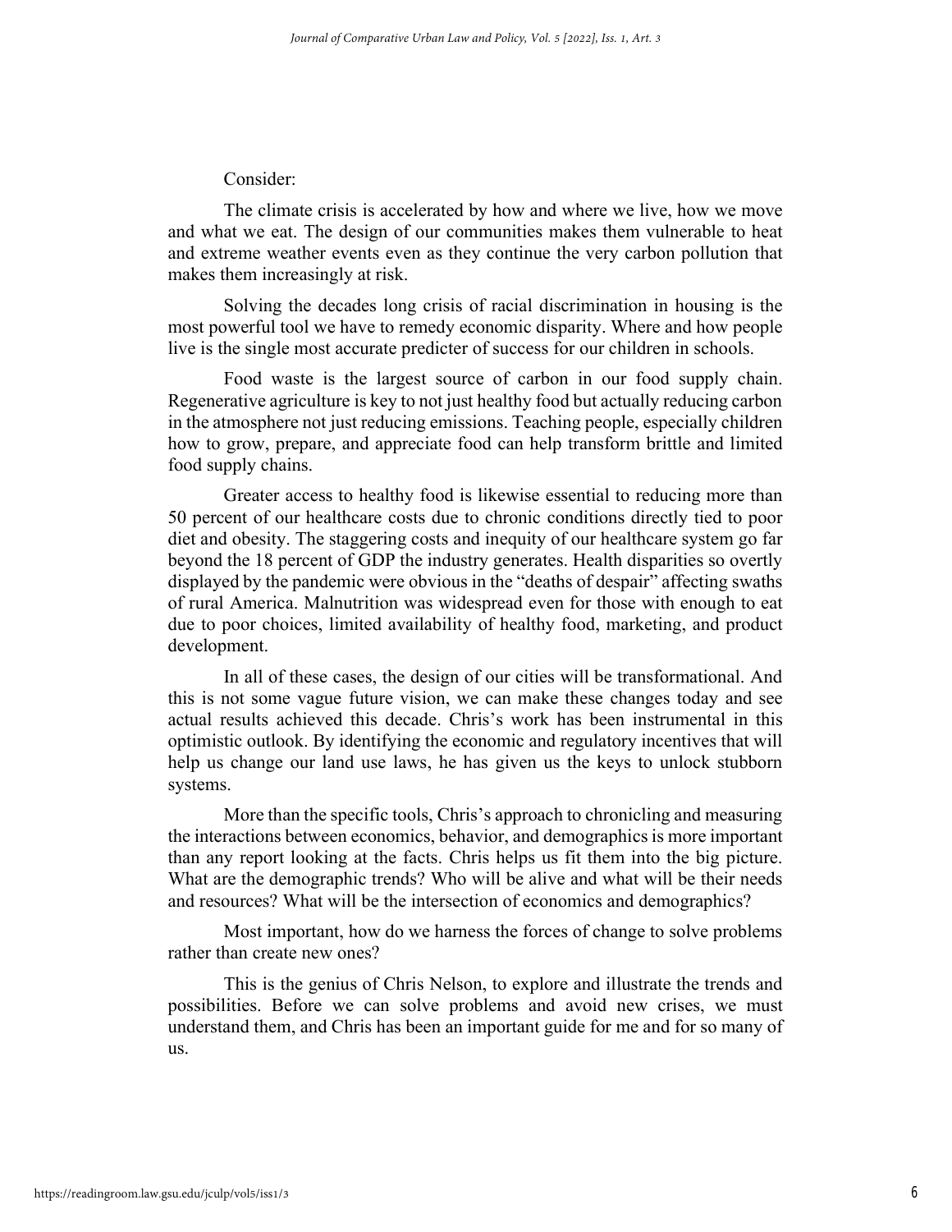Consider:

The climate crisis is accelerated by how and where we live, how we move and what we eat. The design of our communities makes them vulnerable to heat and extreme weather events even as they continue the very carbon pollution that makes them increasingly at risk.

Solving the decades long crisis of racial discrimination in housing is the most powerful tool we have to remedy economic disparity. Where and how people live is the single most accurate predicter of success for our children in schools.

Food waste is the largest source of carbon in our food supply chain. Regenerative agriculture is key to not just healthy food but actually reducing carbon in the atmosphere not just reducing emissions. Teaching people, especially children how to grow, prepare, and appreciate food can help transform brittle and limited food supply chains.

Greater access to healthy food is likewise essential to reducing more than 50 percent of our healthcare costs due to chronic conditions directly tied to poor diet and obesity. The staggering costs and inequity of our healthcare system go far beyond the 18 percent of GDP the industry generates. Health disparities so overtly displayed by the pandemic were obvious in the "deaths of despair" affecting swaths of rural America. Malnutrition was widespread even for those with enough to eat due to poor choices, limited availability of healthy food, marketing, and product development.

In all of these cases, the design of our cities will be transformational. And this is not some vague future vision, we can make these changes today and see actual results achieved this decade. Chris's work has been instrumental in this optimistic outlook. By identifying the economic and regulatory incentives that will help us change our land use laws, he has given us the keys to unlock stubborn systems.

More than the specific tools, Chris's approach to chronicling and measuring the interactions between economics, behavior, and demographics is more important than any report looking at the facts. Chris helps us fit them into the big picture. What are the demographic trends? Who will be alive and what will be their needs and resources? What will be the intersection of economics and demographics?

Most important, how do we harness the forces of change to solve problems rather than create new ones?

This is the genius of Chris Nelson, to explore and illustrate the trends and possibilities. Before we can solve problems and avoid new crises, we must understand them, and Chris has been an important guide for me and for so many of us.